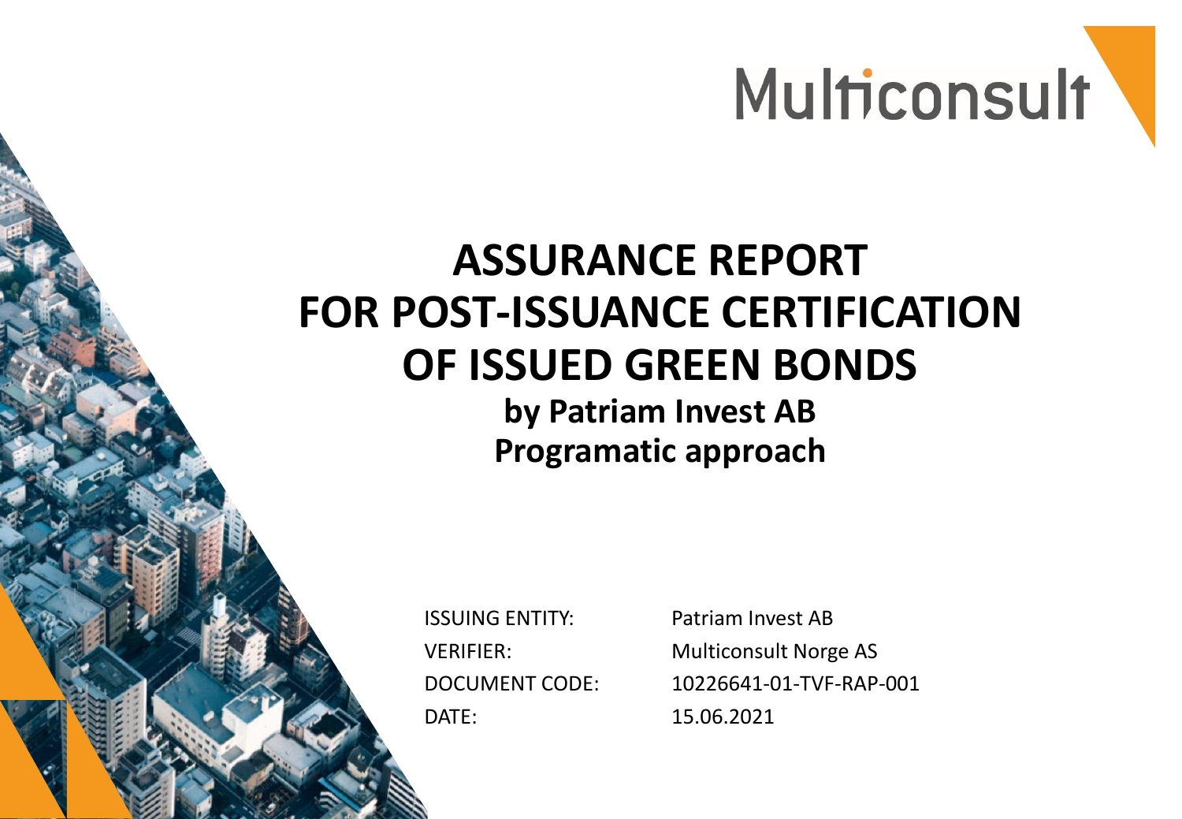Multiconsult

# ASSURANCE REPORT FOR POST-ISSUANCE CERTIFICATION OF ISSUED GREEN BONDS

## by Patriam Invest AB
## Programatic approach

| | |
|---|---|
| ISSUING ENTITY: | Patriam Invest AB |
| VERIFIER: | Multiconsult Norge AS |
| DOCUMENT CODE: | 10226641-01-TVF-RAP-001 |
| DATE: | 15.06.2021 |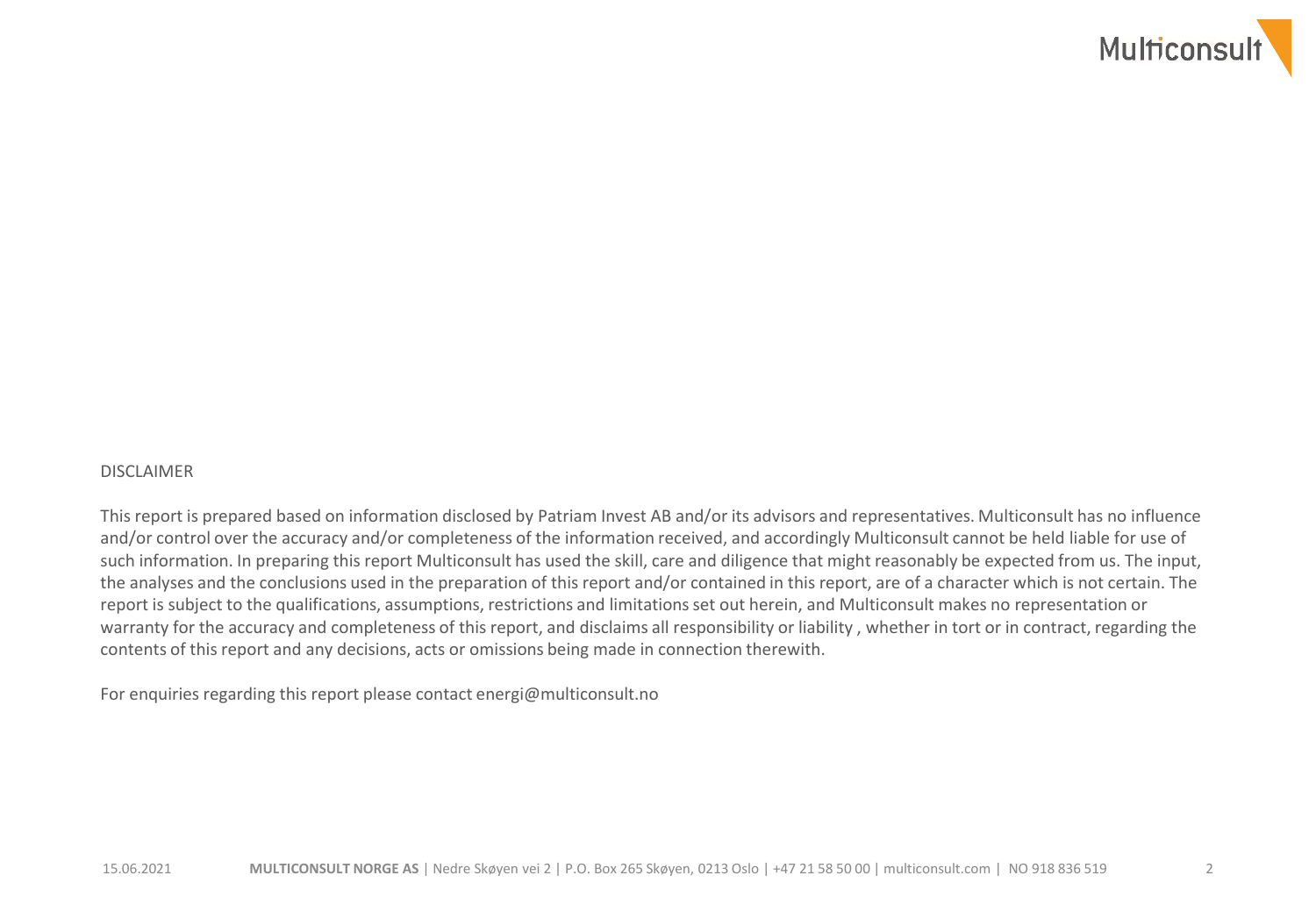DISCLAIMER

This report is prepared based on information disclosed by Patriam Invest AB and/or its advisors and representatives. Multiconsult has no influence and/or control over the accuracy and/or completeness of the information received, and accordingly Multiconsult cannot be held liable for use of such information. In preparing this report Multiconsult has used the skill, care and diligence that might reasonably be expected from us. The input, the analyses and the conclusions used in the preparation of this report and/or contained in this report, are of a character which is not certain. The report is subject to the qualifications, assumptions, restrictions and limitations set out herein, and Multiconsult makes no representation or warranty for the accuracy and completeness of this report, and disclaims all responsibility or liability , whether in tort or in contract, regarding the contents of this report and any decisions, acts or omissions being made in connection therewith.

For enquiries regarding this report please contact energi@multiconsult.no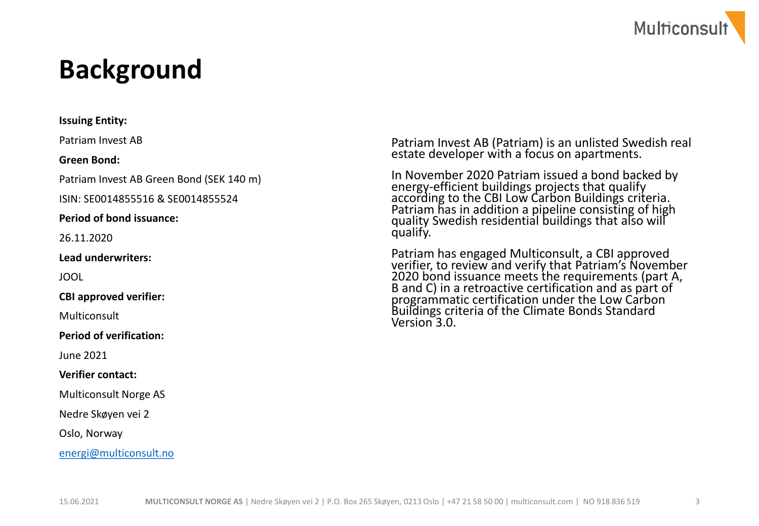# Background

**Issuing Entity:**

Patriam Invest AB

**Green Bond:**

Patriam Invest AB Green Bond (SEK 140 m)

ISIN: SE0014855516 & SE0014855524

**Period of bond issuance:**

26.11.2020

**Lead underwriters:**

JOOL

**CBI approved verifier:**

Multiconsult

**Period of verification:**

June 2021

**Verifier contact:**

Multiconsult Norge AS

Nedre Skøyen vei 2

Oslo, Norway

energi@multiconsult.no

Patriam Invest AB (Patriam) is an unlisted Swedish real estate developer with a focus on apartments.

In November 2020 Patriam issued a bond backed by energy-efficient buildings projects that qualify according to the CBI Low Carbon Buildings criteria. Patriam has in addition a pipeline consisting of high quality Swedish residential buildings that also will qualify.

Patriam has engaged Multiconsult, a CBI approved verifier, to review and verify that Patriam's November 2020 bond issuance meets the requirements (part A, B and C) in a retroactive certification and as part of programmatic certification under the Low Carbon Buildings criteria of the Climate Bonds Standard Version 3.0.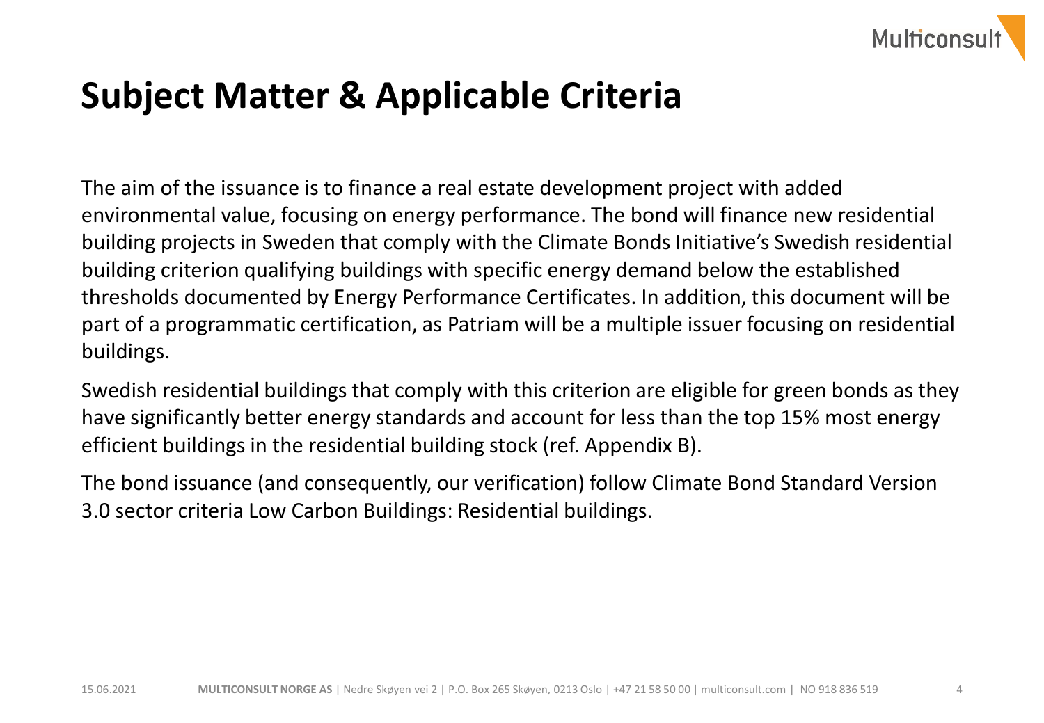# Subject Matter & Applicable Criteria

The aim of the issuance is to finance a real estate development project with added environmental value, focusing on energy performance. The bond will finance new residential building projects in Sweden that comply with the Climate Bonds Initiative's Swedish residential building criterion qualifying buildings with specific energy demand below the established thresholds documented by Energy Performance Certificates. In addition, this document will be part of a programmatic certification, as Patriam will be a multiple issuer focusing on residential buildings.

Swedish residential buildings that comply with this criterion are eligible for green bonds as they have significantly better energy standards and account for less than the top 15% most energy efficient buildings in the residential building stock (ref. Appendix B).

The bond issuance (and consequently, our verification) follow Climate Bond Standard Version 3.0 sector criteria Low Carbon Buildings: Residential buildings.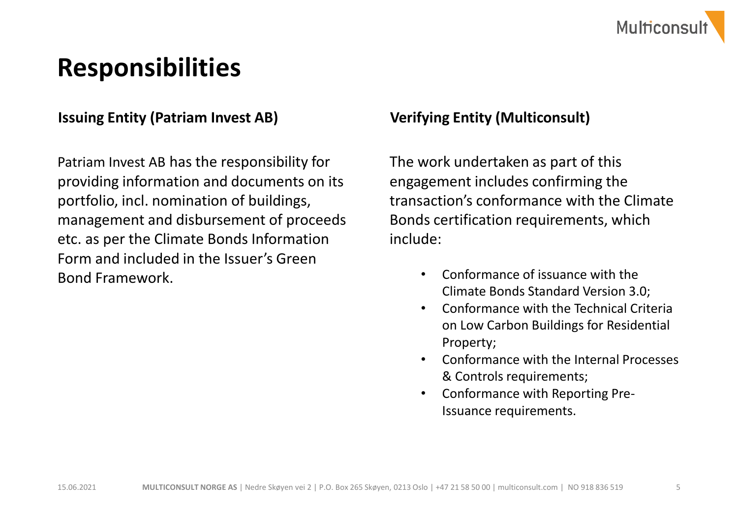# Responsibilities

## Issuing Entity (Patriam Invest AB)

Patriam Invest AB has the responsibility for providing information and documents on its portfolio, incl. nomination of buildings, management and disbursement of proceeds etc. as per the Climate Bonds Information Form and included in the Issuer's Green Bond Framework.

## Verifying Entity (Multiconsult)

The work undertaken as part of this engagement includes confirming the transaction's conformance with the Climate Bonds certification requirements, which include:

- Conformance of issuance with the Climate Bonds Standard Version 3.0;
- Conformance with the Technical Criteria on Low Carbon Buildings for Residential Property;
- Conformance with the Internal Processes & Controls requirements;
- Conformance with Reporting Pre-Issuance requirements.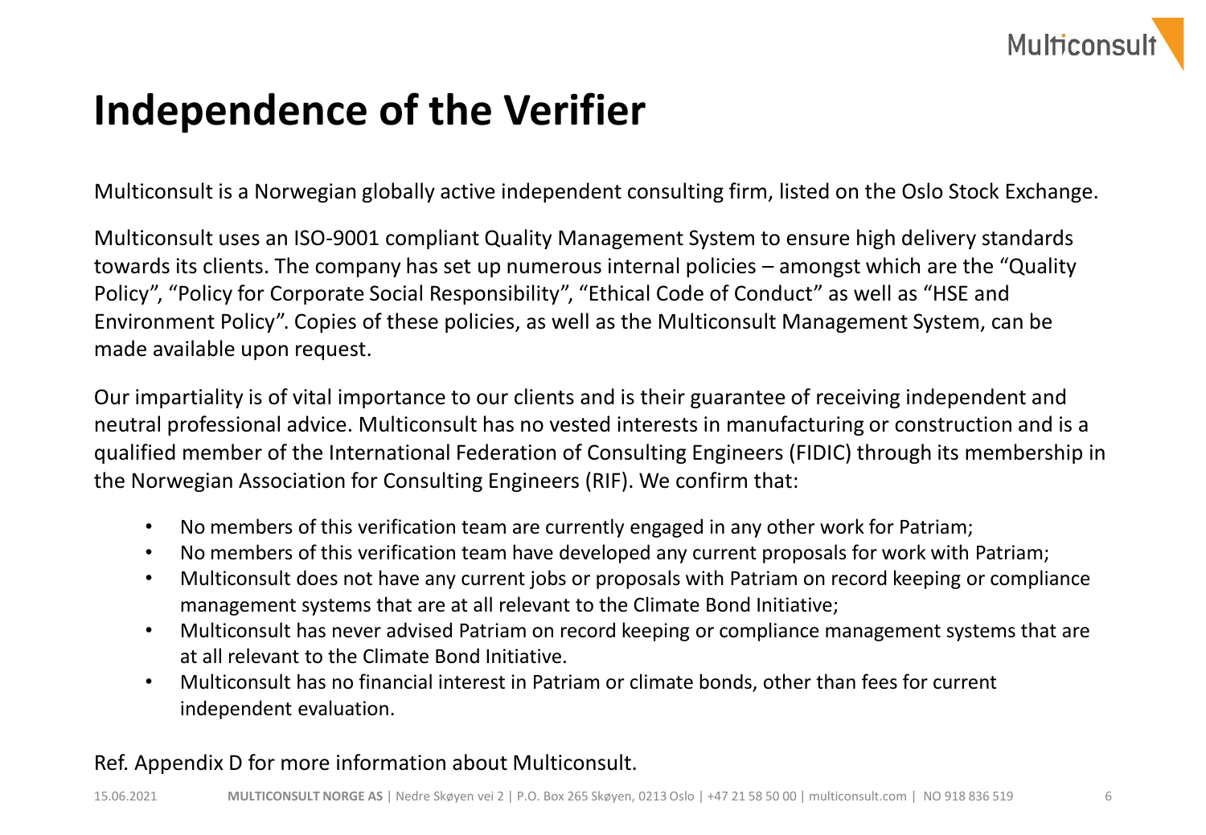# Independence of the Verifier

Multiconsult is a Norwegian globally active independent consulting firm, listed on the Oslo Stock Exchange.

Multiconsult uses an ISO-9001 compliant Quality Management System to ensure high delivery standards towards its clients. The company has set up numerous internal policies – amongst which are the "Quality Policy", "Policy for Corporate Social Responsibility", "Ethical Code of Conduct" as well as "HSE and Environment Policy". Copies of these policies, as well as the Multiconsult Management System, can be made available upon request.

Our impartiality is of vital importance to our clients and is their guarantee of receiving independent and neutral professional advice. Multiconsult has no vested interests in manufacturing or construction and is a qualified member of the International Federation of Consulting Engineers (FIDIC) through its membership in the Norwegian Association for Consulting Engineers (RIF). We confirm that:

- No members of this verification team are currently engaged in any other work for Patriam;
- No members of this verification team have developed any current proposals for work with Patriam;
- Multiconsult does not have any current jobs or proposals with Patriam on record keeping or compliance management systems that are at all relevant to the Climate Bond Initiative;
- Multiconsult has never advised Patriam on record keeping or compliance management systems that are at all relevant to the Climate Bond Initiative.
- Multiconsult has no financial interest in Patriam or climate bonds, other than fees for current independent evaluation.

Ref. Appendix D for more information about Multiconsult.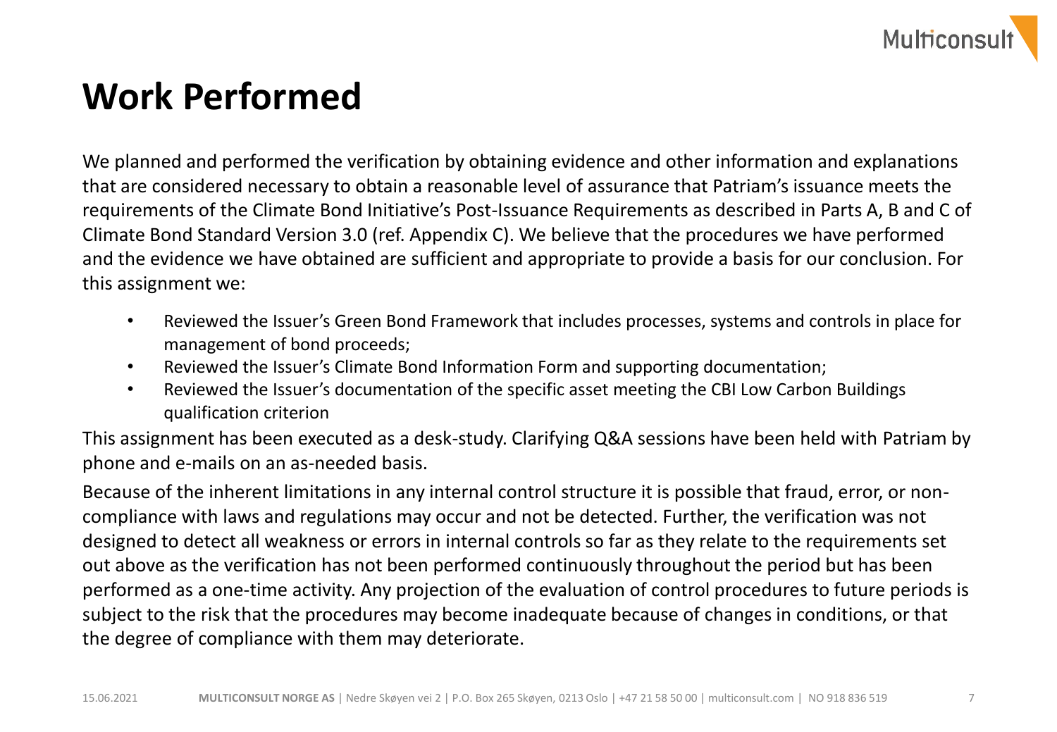# Work Performed

We planned and performed the verification by obtaining evidence and other information and explanations that are considered necessary to obtain a reasonable level of assurance that Patriam's issuance meets the requirements of the Climate Bond Initiative's Post-Issuance Requirements as described in Parts A, B and C of Climate Bond Standard Version 3.0 (ref. Appendix C). We believe that the procedures we have performed and the evidence we have obtained are sufficient and appropriate to provide a basis for our conclusion. For this assignment we:

- Reviewed the Issuer's Green Bond Framework that includes processes, systems and controls in place for management of bond proceeds;
- Reviewed the Issuer's Climate Bond Information Form and supporting documentation;
- Reviewed the Issuer's documentation of the specific asset meeting the CBI Low Carbon Buildings qualification criterion

This assignment has been executed as a desk-study. Clarifying Q&A sessions have been held with Patriam by phone and e-mails on an as-needed basis.

Because of the inherent limitations in any internal control structure it is possible that fraud, error, or non-compliance with laws and regulations may occur and not be detected. Further, the verification was not designed to detect all weakness or errors in internal controls so far as they relate to the requirements set out above as the verification has not been performed continuously throughout the period but has been performed as a one-time activity. Any projection of the evaluation of control procedures to future periods is subject to the risk that the procedures may become inadequate because of changes in conditions, or that the degree of compliance with them may deteriorate.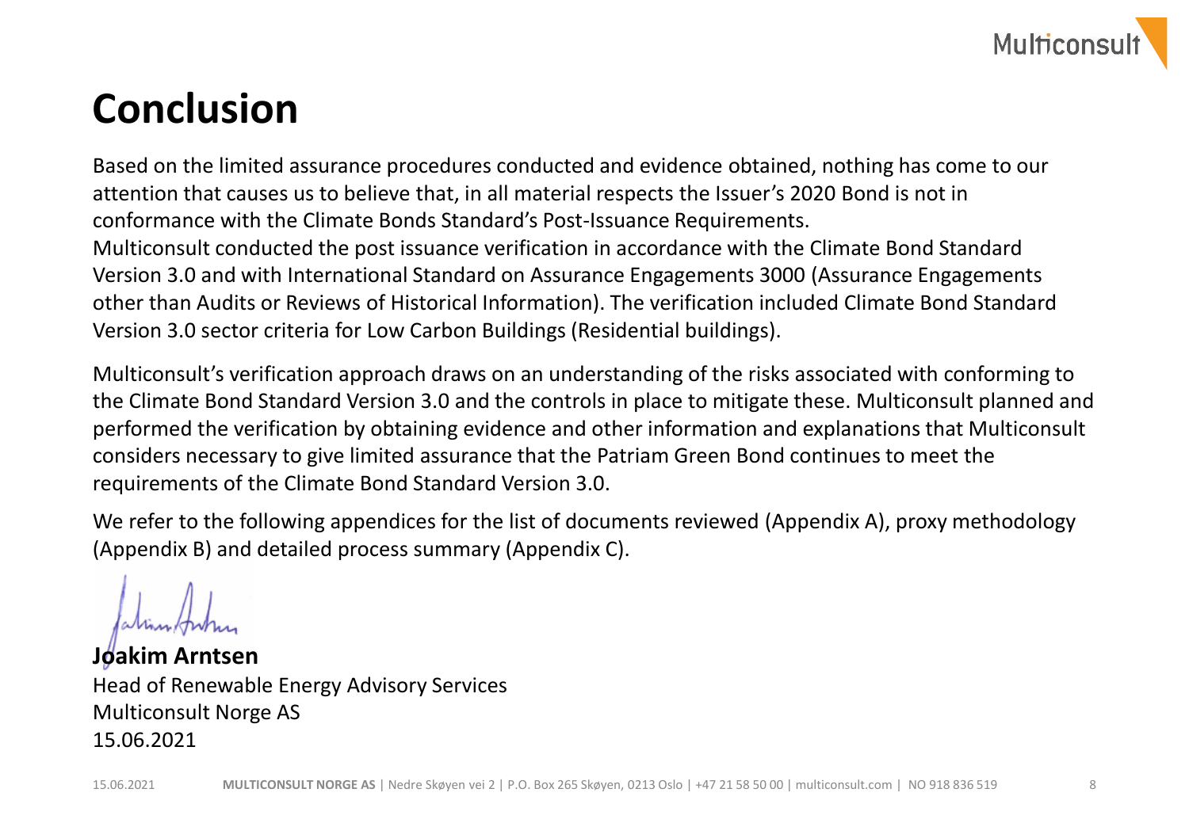# Conclusion

Based on the limited assurance procedures conducted and evidence obtained, nothing has come to our attention that causes us to believe that, in all material respects the Issuer's 2020 Bond is not in conformance with the Climate Bonds Standard's Post-Issuance Requirements.
Multiconsult conducted the post issuance verification in accordance with the Climate Bond Standard Version 3.0 and with International Standard on Assurance Engagements 3000 (Assurance Engagements other than Audits or Reviews of Historical Information). The verification included Climate Bond Standard Version 3.0 sector criteria for Low Carbon Buildings (Residential buildings).

Multiconsult's verification approach draws on an understanding of the risks associated with conforming to the Climate Bond Standard Version 3.0 and the controls in place to mitigate these. Multiconsult planned and performed the verification by obtaining evidence and other information and explanations that Multiconsult considers necessary to give limited assurance that the Patriam Green Bond continues to meet the requirements of the Climate Bond Standard Version 3.0.

We refer to the following appendices for the list of documents reviewed (Appendix A), proxy methodology (Appendix B) and detailed process summary (Appendix C).

**Joakim Arntsen**
Head of Renewable Energy Advisory Services
Multiconsult Norge AS
15.06.2021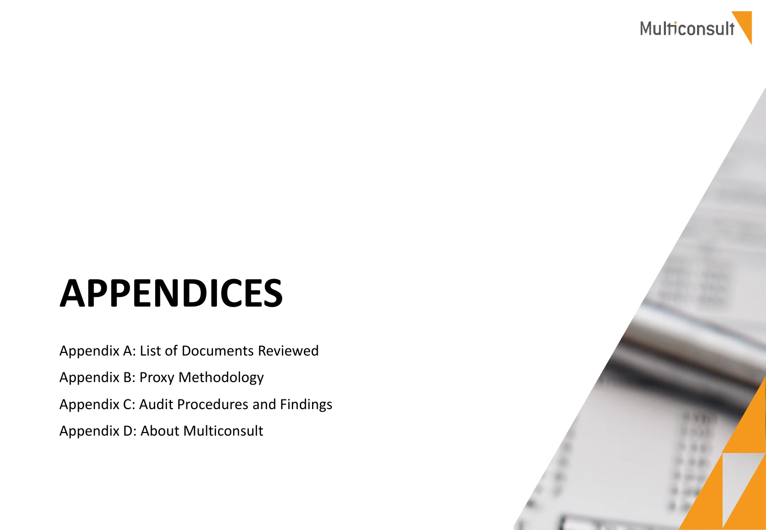# APPENDICES

Appendix A: List of Documents Reviewed

Appendix B: Proxy Methodology

Appendix C: Audit Procedures and Findings

Appendix D: About Multiconsult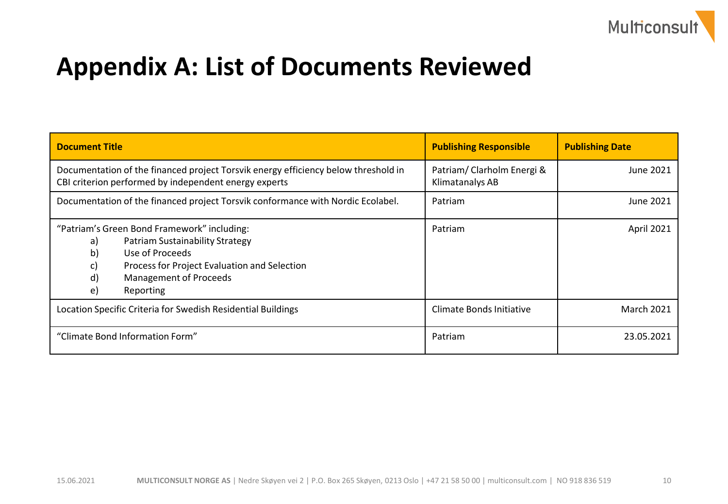# Appendix A: List of Documents Reviewed

| Document Title | Publishing Responsible | Publishing Date |
|---|---|---|
| Documentation of the financed project Torsvik energy efficiency below threshold in CBI criterion performed by independent energy experts | Patriam/ Clarholm Energi & Klimatanalys AB | June 2021 |
| Documentation of the financed project Torsvik conformance with Nordic Ecolabel. | Patriam | June 2021 |
| "Patriam's Green Bond Framework" including:<br>a) Patriam Sustainability Strategy<br>b) Use of Proceeds<br>c) Process for Project Evaluation and Selection<br>d) Management of Proceeds<br>e) Reporting | Patriam | April 2021 |
| Location Specific Criteria for Swedish Residential Buildings | Climate Bonds Initiative | March 2021 |
| "Climate Bond Information Form" | Patriam | 23.05.2021 |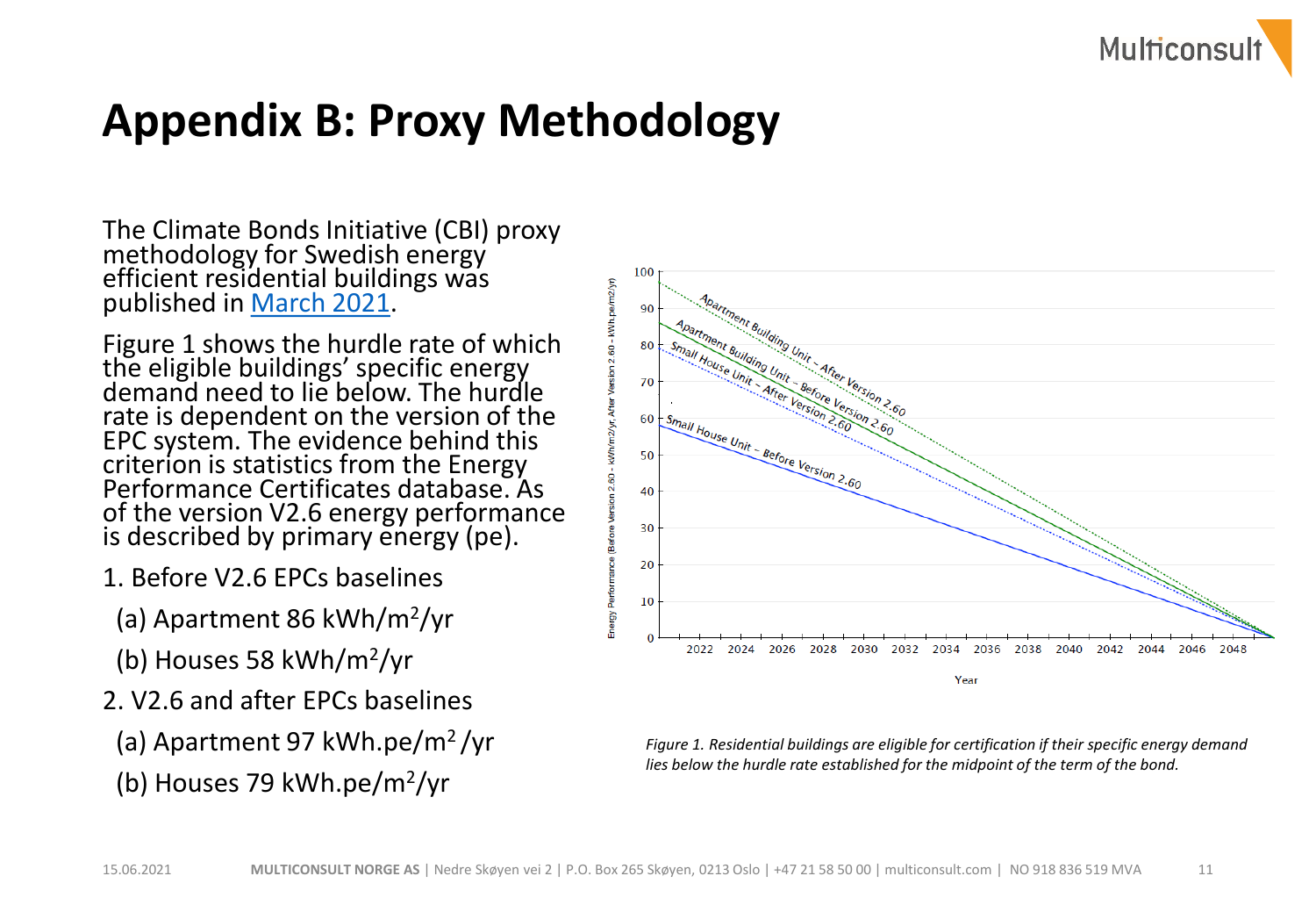# Appendix B: Proxy Methodology

The Climate Bonds Initiative (CBI) proxy methodology for Swedish energy efficient residential buildings was published in [March 2021](#).

Figure 1 shows the hurdle rate of which the eligible buildings' specific energy demand need to lie below. The hurdle rate is dependent on the version of the EPC system. The evidence behind this criterion is statistics from the Energy Performance Certificates database. As of the version V2.6 energy performance is described by primary energy (pe).

1. Before V2.6 EPCs baselines
   (a) Apartment 86 kWh/m$^2$/yr
   (b) Houses 58 kWh/m$^2$/yr
2. V2.6 and after EPCs baselines
   (a) Apartment 97 kWh.pe/m$^2$ /yr
   (b) Houses 79 kWh.pe/m$^2$/yr

*Figure 1. Residential buildings are eligible for certification if their specific energy demand lies below the hurdle rate established for the midpoint of the term of the bond.*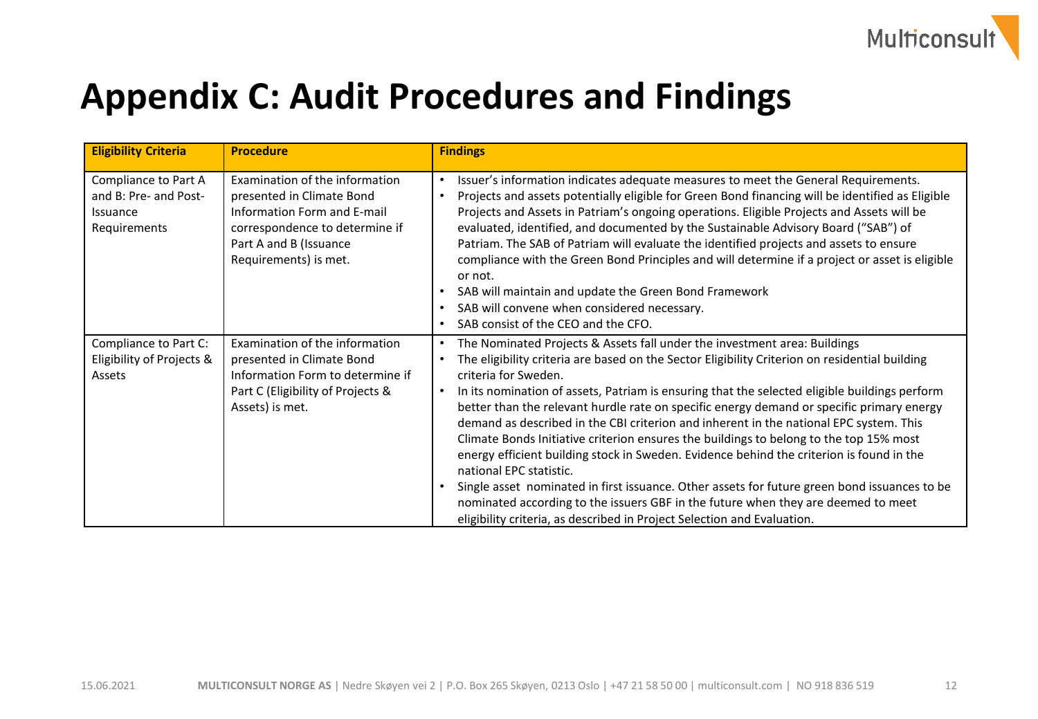# Appendix C: Audit Procedures and Findings

| Eligibility Criteria | Procedure | Findings |
|---|---|---|
| Compliance to Part A and B: Pre- and Post-Issuance Requirements | Examination of the information presented in Climate Bond Information Form and E-mail correspondence to determine if Part A and B (Issuance Requirements) is met. | • Issuer's information indicates adequate measures to meet the General Requirements.<br>• Projects and assets potentially eligible for Green Bond financing will be identified as Eligible Projects and Assets in Patriam's ongoing operations. Eligible Projects and Assets will be evaluated, identified, and documented by the Sustainable Advisory Board ("SAB") of Patriam. The SAB of Patriam will evaluate the identified projects and assets to ensure compliance with the Green Bond Principles and will determine if a project or asset is eligible or not.<br>• SAB will maintain and update the Green Bond Framework<br>• SAB will convene when considered necessary.<br>• SAB consist of the CEO and the CFO. |
| Compliance to Part C: Eligibility of Projects & Assets | Examination of the information presented in Climate Bond Information Form to determine if Part C (Eligibility of Projects & Assets) is met. | • The Nominated Projects & Assets fall under the investment area: Buildings<br>• The eligibility criteria are based on the Sector Eligibility Criterion on residential building criteria for Sweden.<br>• In its nomination of assets, Patriam is ensuring that the selected eligible buildings perform better than the relevant hurdle rate on specific energy demand or specific primary energy demand as described in the CBI criterion and inherent in the national EPC system. This Climate Bonds Initiative criterion ensures the buildings to belong to the top 15% most energy efficient building stock in Sweden. Evidence behind the criterion is found in the national EPC statistic.<br>• Single asset nominated in first issuance. Other assets for future green bond issuances to be nominated according to the issuers GBF in the future when they are deemed to meet eligibility criteria, as described in Project Selection and Evaluation. |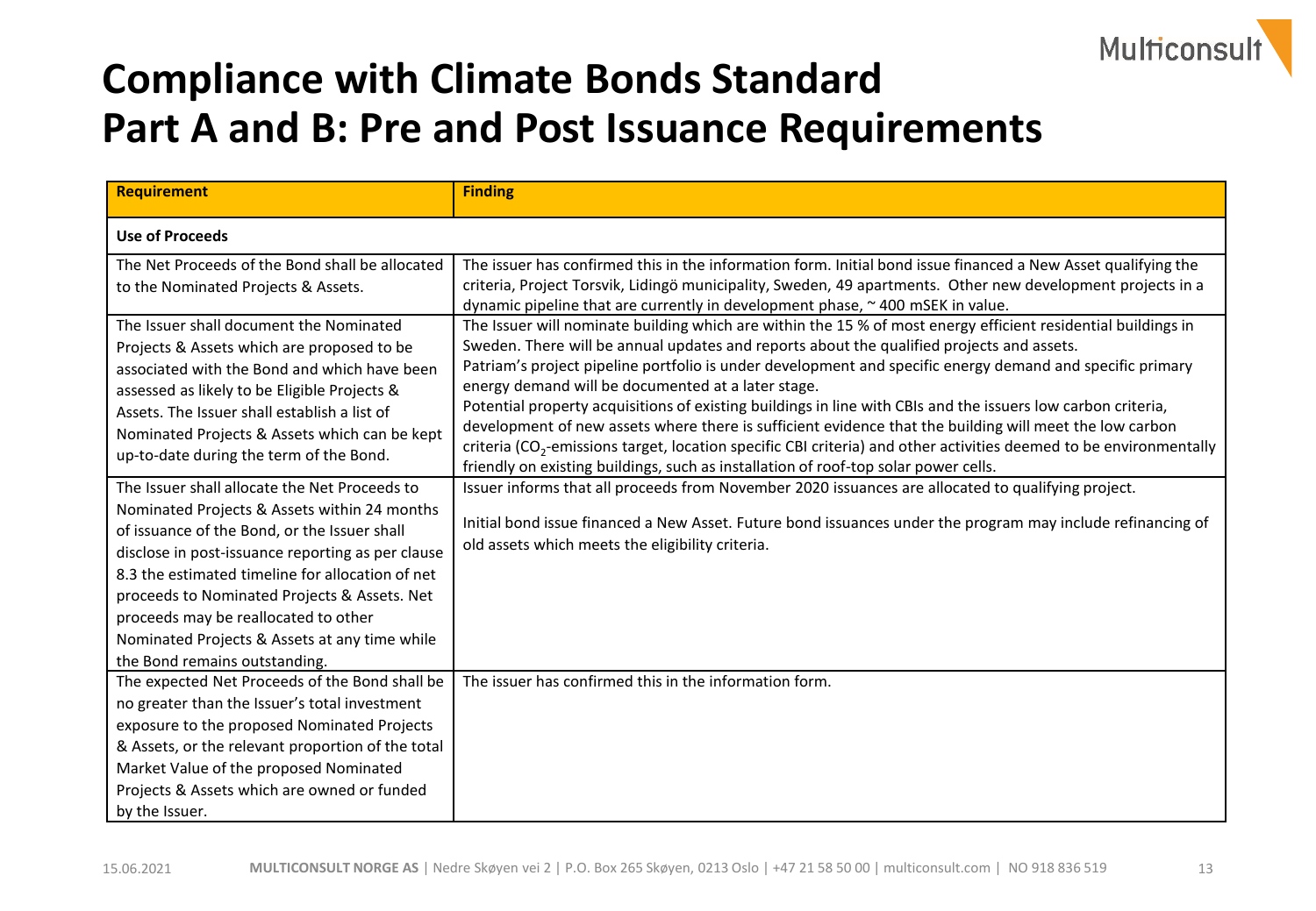# Compliance with Climate Bonds Standard
# Part A and B: Pre and Post Issuance Requirements

| Requirement | Finding |
| --- | --- |
| **Use of Proceeds** | |
| The Net Proceeds of the Bond shall be allocated to the Nominated Projects & Assets. | The issuer has confirmed this in the information form. Initial bond issue financed a New Asset qualifying the criteria, Project Torsvik, Lidingö municipality, Sweden, 49 apartments. Other new development projects in a dynamic pipeline that are currently in development phase, ~ 400 mSEK in value. |
| The Issuer shall document the Nominated Projects & Assets which are proposed to be associated with the Bond and which have been assessed as likely to be Eligible Projects & Assets. The Issuer shall establish a list of Nominated Projects & Assets which can be kept up-to-date during the term of the Bond. | The Issuer will nominate building which are within the 15 % of most energy efficient residential buildings in Sweden. There will be annual updates and reports about the qualified projects and assets.<br>Patriam's project pipeline portfolio is under development and specific energy demand and specific primary energy demand will be documented at a later stage.<br>Potential property acquisitions of existing buildings in line with CBIs and the issuers low carbon criteria, development of new assets where there is sufficient evidence that the building will meet the low carbon criteria ($CO_2$-emissions target, location specific CBI criteria) and other activities deemed to be environmentally friendly on existing buildings, such as installation of roof-top solar power cells. |
| The Issuer shall allocate the Net Proceeds to Nominated Projects & Assets within 24 months of issuance of the Bond, or the Issuer shall disclose in post-issuance reporting as per clause 8.3 the estimated timeline for allocation of net proceeds to Nominated Projects & Assets. Net proceeds may be reallocated to other Nominated Projects & Assets at any time while the Bond remains outstanding. | Issuer informs that all proceeds from November 2020 issuances are allocated to qualifying project.<br><br>Initial bond issue financed a New Asset. Future bond issuances under the program may include refinancing of old assets which meets the eligibility criteria. |
| The expected Net Proceeds of the Bond shall be no greater than the Issuer's total investment exposure to the proposed Nominated Projects & Assets, or the relevant proportion of the total Market Value of the proposed Nominated Projects & Assets which are owned or funded by the Issuer. | The issuer has confirmed this in the information form. |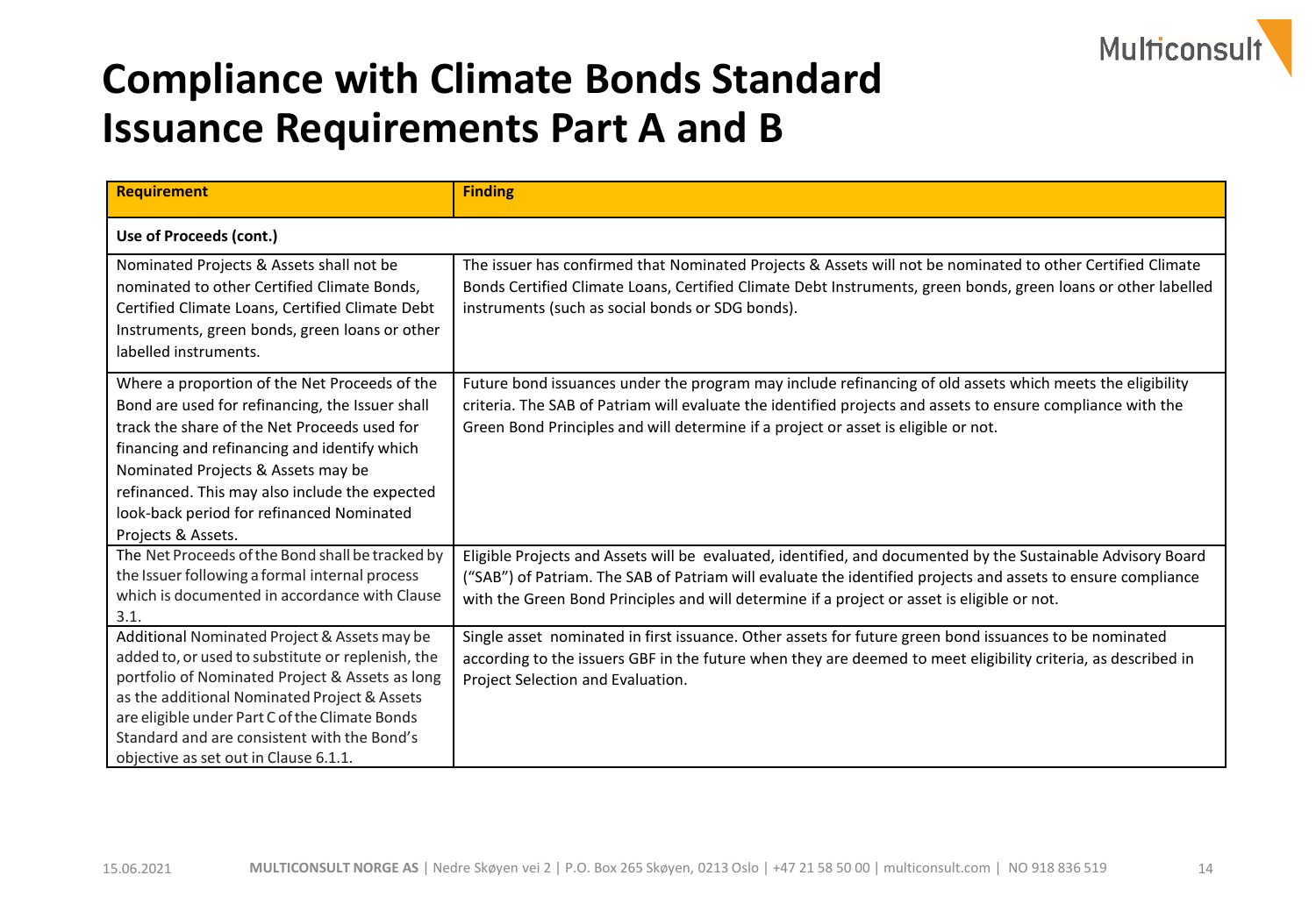# Compliance with Climate Bonds Standard Issuance Requirements Part A and B

| Requirement | Finding |
|---|---|
| **Use of Proceeds (cont.)** | |
| Nominated Projects & Assets shall not be nominated to other Certified Climate Bonds, Certified Climate Loans, Certified Climate Debt Instruments, green bonds, green loans or other labelled instruments. | The issuer has confirmed that Nominated Projects & Assets will not be nominated to other Certified Climate Bonds Certified Climate Loans, Certified Climate Debt Instruments, green bonds, green loans or other labelled instruments (such as social bonds or SDG bonds). |
| Where a proportion of the Net Proceeds of the Bond are used for refinancing, the Issuer shall track the share of the Net Proceeds used for financing and refinancing and identify which Nominated Projects & Assets may be refinanced. This may also include the expected look-back period for refinanced Nominated Projects & Assets. | Future bond issuances under the program may include refinancing of old assets which meets the eligibility criteria. The SAB of Patriam will evaluate the identified projects and assets to ensure compliance with the Green Bond Principles and will determine if a project or asset is eligible or not. |
| The Net Proceeds of the Bond shall be tracked by the Issuer following a formal internal process which is documented in accordance with Clause 3.1. | Eligible Projects and Assets will be evaluated, identified, and documented by the Sustainable Advisory Board ("SAB") of Patriam. The SAB of Patriam will evaluate the identified projects and assets to ensure compliance with the Green Bond Principles and will determine if a project or asset is eligible or not. |
| Additional Nominated Project & Assets may be added to, or used to substitute or replenish, the portfolio of Nominated Project & Assets as long as the additional Nominated Project & Assets are eligible under Part C of the Climate Bonds Standard and are consistent with the Bond's objective as set out in Clause 6.1.1. | Single asset nominated in first issuance. Other assets for future green bond issuances to be nominated according to the issuers GBF in the future when they are deemed to meet eligibility criteria, as described in Project Selection and Evaluation. |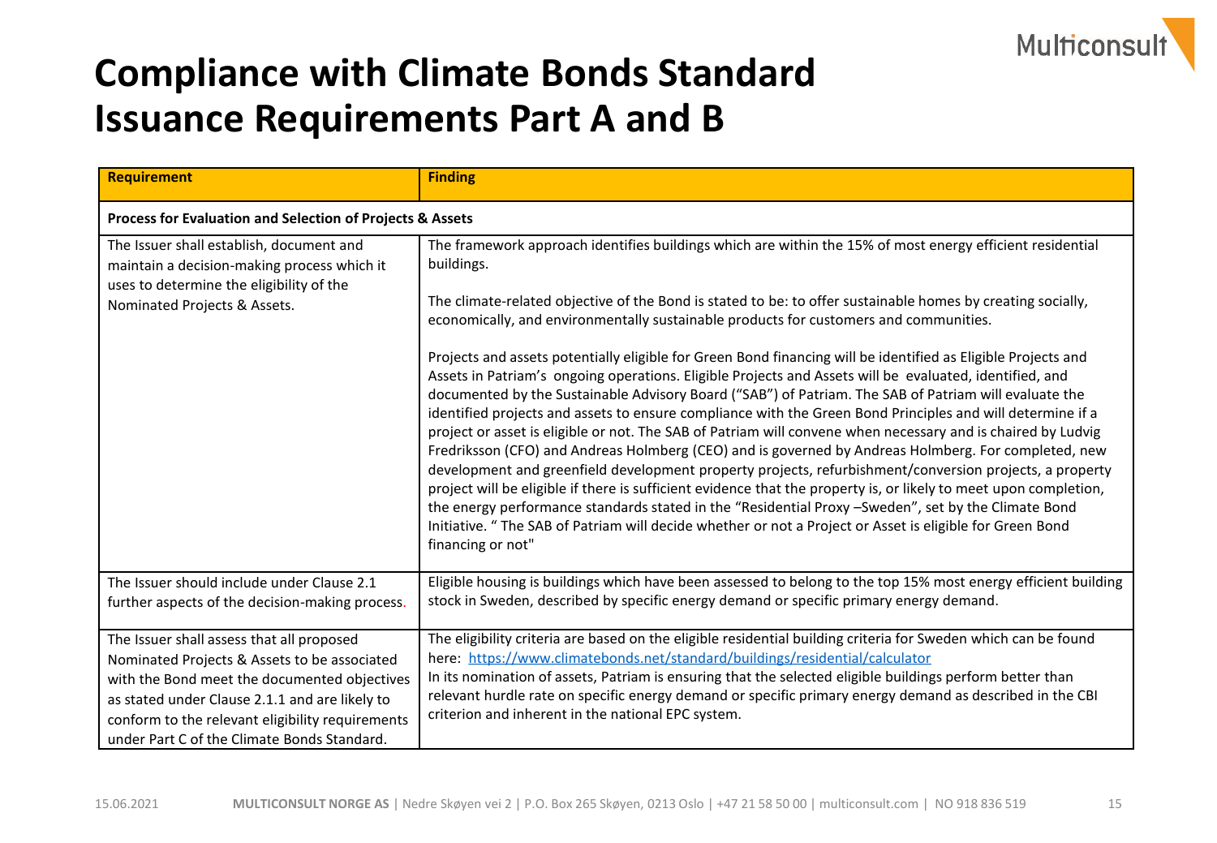# Compliance with Climate Bonds Standard Issuance Requirements Part A and B

| Requirement | Finding |
|---|---|
| **Process for Evaluation and Selection of Projects & Assets** | |
| The Issuer shall establish, document and maintain a decision-making process which it uses to determine the eligibility of the Nominated Projects & Assets. | The framework approach identifies buildings which are within the 15% of most energy efficient residential buildings.<br><br>The climate-related objective of the Bond is stated to be: to offer sustainable homes by creating socially, economically, and environmentally sustainable products for customers and communities.<br><br>Projects and assets potentially eligible for Green Bond financing will be identified as Eligible Projects and Assets in Patriam's ongoing operations. Eligible Projects and Assets will be evaluated, identified, and documented by the Sustainable Advisory Board ("SAB") of Patriam. The SAB of Patriam will evaluate the identified projects and assets to ensure compliance with the Green Bond Principles and will determine if a project or asset is eligible or not. The SAB of Patriam will convene when necessary and is chaired by Ludvig Fredriksson (CFO) and Andreas Holmberg (CEO) and is governed by Andreas Holmberg. For completed, new development and greenfield development property projects, refurbishment/conversion projects, a property project will be eligible if there is sufficient evidence that the property is, or likely to meet upon completion, the energy performance standards stated in the "Residential Proxy –Sweden", set by the Climate Bond Initiative. " The SAB of Patriam will decide whether or not a Project or Asset is eligible for Green Bond financing or not" |
| The Issuer should include under Clause 2.1 further aspects of the decision-making process. | Eligible housing is buildings which have been assessed to belong to the top 15% most energy efficient building stock in Sweden, described by specific energy demand or specific primary energy demand. |
| The Issuer shall assess that all proposed Nominated Projects & Assets to be associated with the Bond meet the documented objectives as stated under Clause 2.1.1 and are likely to conform to the relevant eligibility requirements under Part C of the Climate Bonds Standard. | The eligibility criteria are based on the eligible residential building criteria for Sweden which can be found here: [https://www.climatebonds.net/standard/buildings/residential/calculator](https://www.climatebonds.net/standard/buildings/residential/calculator)<br>In its nomination of assets, Patriam is ensuring that the selected eligible buildings perform better than relevant hurdle rate on specific energy demand or specific primary energy demand as described in the CBI criterion and inherent in the national EPC system. |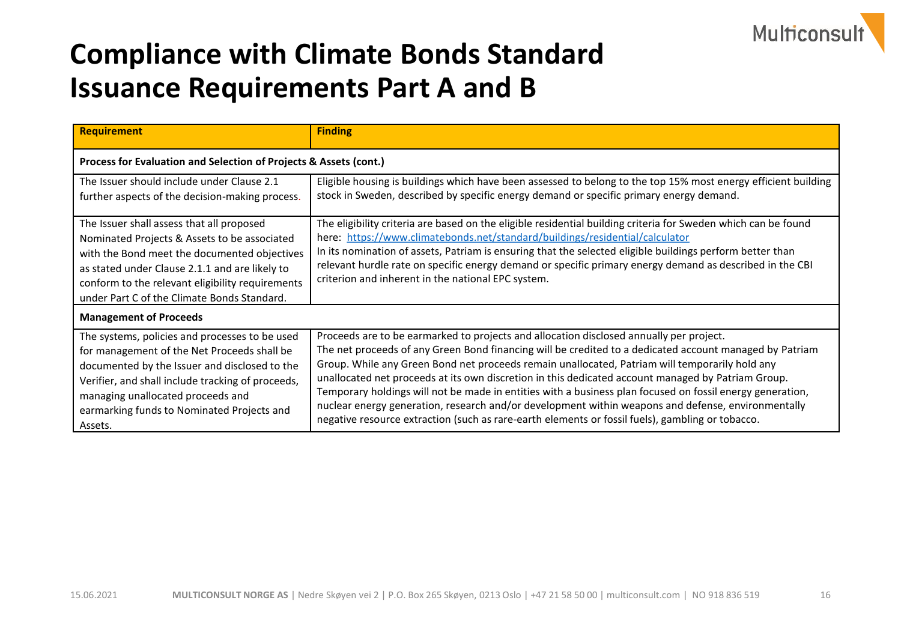# Compliance with Climate Bonds Standard Issuance Requirements Part A and B

| Requirement | Finding |
|---|---|
| **Process for Evaluation and Selection of Projects & Assets (cont.)** | |
| The Issuer should include under Clause 2.1 further aspects of the decision-making process. | Eligible housing is buildings which have been assessed to belong to the top 15% most energy efficient building stock in Sweden, described by specific energy demand or specific primary energy demand. |
| The Issuer shall assess that all proposed Nominated Projects & Assets to be associated with the Bond meet the documented objectives as stated under Clause 2.1.1 and are likely to conform to the relevant eligibility requirements under Part C of the Climate Bonds Standard. | The eligibility criteria are based on the eligible residential building criteria for Sweden which can be found here: https://www.climatebonds.net/standard/buildings/residential/calculator<br>In its nomination of assets, Patriam is ensuring that the selected eligible buildings perform better than relevant hurdle rate on specific energy demand or specific primary energy demand as described in the CBI criterion and inherent in the national EPC system. |
| **Management of Proceeds** | |
| The systems, policies and processes to be used for management of the Net Proceeds shall be documented by the Issuer and disclosed to the Verifier, and shall include tracking of proceeds, managing unallocated proceeds and earmarking funds to Nominated Projects and Assets. | Proceeds are to be earmarked to projects and allocation disclosed annually per project.<br>The net proceeds of any Green Bond financing will be credited to a dedicated account managed by Patriam Group. While any Green Bond net proceeds remain unallocated, Patriam will temporarily hold any unallocated net proceeds at its own discretion in this dedicated account managed by Patriam Group. Temporary holdings will not be made in entities with a business plan focused on fossil energy generation, nuclear energy generation, research and/or development within weapons and defense, environmentally negative resource extraction (such as rare-earth elements or fossil fuels), gambling or tobacco. |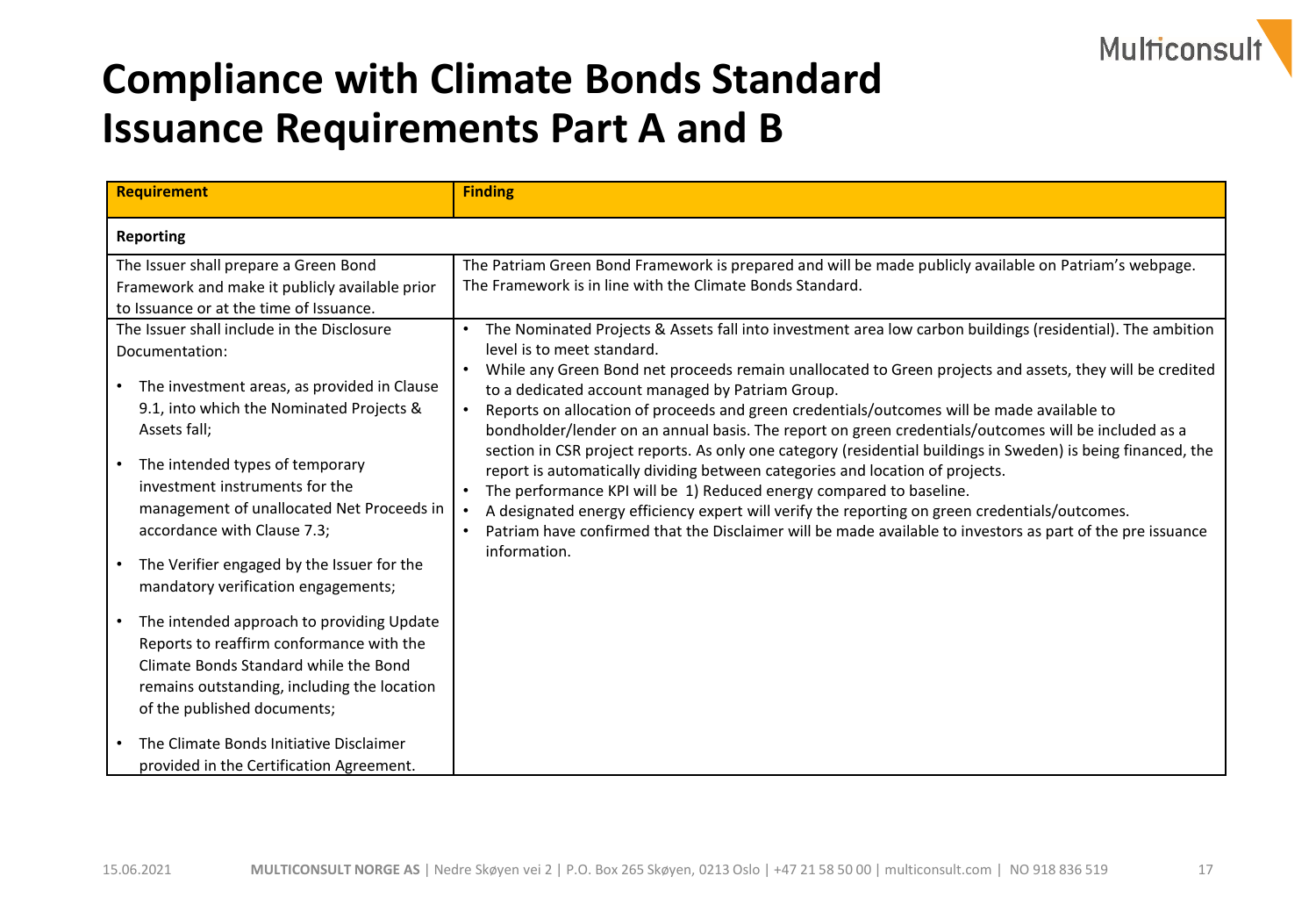# Compliance with Climate Bonds Standard Issuance Requirements Part A and B

| Requirement | Finding |
|---|---|
| **Reporting** | |
| The Issuer shall prepare a Green Bond Framework and make it publicly available prior to Issuance or at the time of Issuance. | The Patriam Green Bond Framework is prepared and will be made publicly available on Patriam's webpage. The Framework is in line with the Climate Bonds Standard. |
| The Issuer shall include in the Disclosure Documentation:<br>• The investment areas, as provided in Clause 9.1, into which the Nominated Projects & Assets fall;<br>• The intended types of temporary investment instruments for the management of unallocated Net Proceeds in accordance with Clause 7.3;<br>• The Verifier engaged by the Issuer for the mandatory verification engagements;<br>• The intended approach to providing Update Reports to reaffirm conformance with the Climate Bonds Standard while the Bond remains outstanding, including the location of the published documents;<br>• The Climate Bonds Initiative Disclaimer provided in the Certification Agreement. | • The Nominated Projects & Assets fall into investment area low carbon buildings (residential). The ambition level is to meet standard.<br>• While any Green Bond net proceeds remain unallocated to Green projects and assets, they will be credited to a dedicated account managed by Patriam Group.<br>• Reports on allocation of proceeds and green credentials/outcomes will be made available to bondholder/lender on an annual basis. The report on green credentials/outcomes will be included as a section in CSR project reports. As only one category (residential buildings in Sweden) is being financed, the report is automatically dividing between categories and location of projects.<br>• The performance KPI will be 1) Reduced energy compared to baseline.<br>• A designated energy efficiency expert will verify the reporting on green credentials/outcomes.<br>• Patriam have confirmed that the Disclaimer will be made available to investors as part of the pre issuance information. |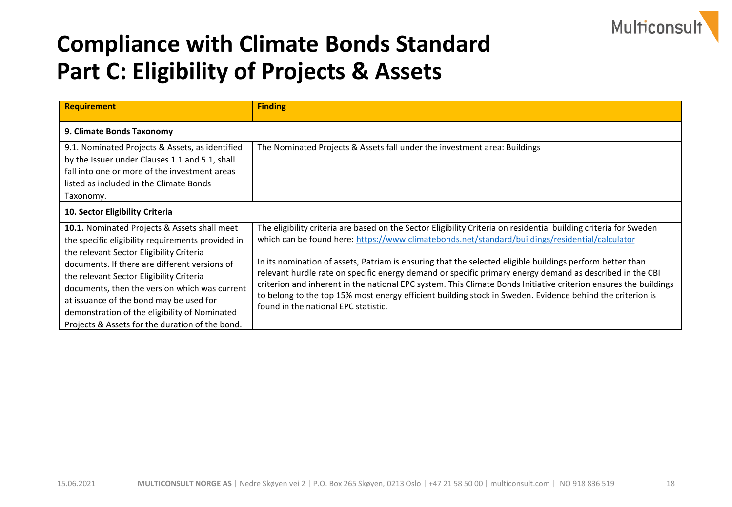# Compliance with Climate Bonds Standard
# Part C: Eligibility of Projects & Assets

| Requirement | Finding |
| --- | --- |
| **9. Climate Bonds Taxonomy** | |
| 9.1. Nominated Projects & Assets, as identified by the Issuer under Clauses 1.1 and 5.1, shall fall into one or more of the investment areas listed as included in the Climate Bonds Taxonomy. | The Nominated Projects & Assets fall under the investment area: Buildings |
| **10. Sector Eligibility Criteria** | |
| **10.1.** Nominated Projects & Assets shall meet the specific eligibility requirements provided in the relevant Sector Eligibility Criteria documents. If there are different versions of the relevant Sector Eligibility Criteria documents, then the version which was current at issuance of the bond may be used for demonstration of the eligibility of Nominated Projects & Assets for the duration of the bond. | The eligibility criteria are based on the Sector Eligibility Criteria on residential building criteria for Sweden which can be found here: https://www.climatebonds.net/standard/buildings/residential/calculator<br><br>In its nomination of assets, Patriam is ensuring that the selected eligible buildings perform better than relevant hurdle rate on specific energy demand or specific primary energy demand as described in the CBI criterion and inherent in the national EPC system. This Climate Bonds Initiative criterion ensures the buildings to belong to the top 15% most energy efficient building stock in Sweden. Evidence behind the criterion is found in the national EPC statistic. |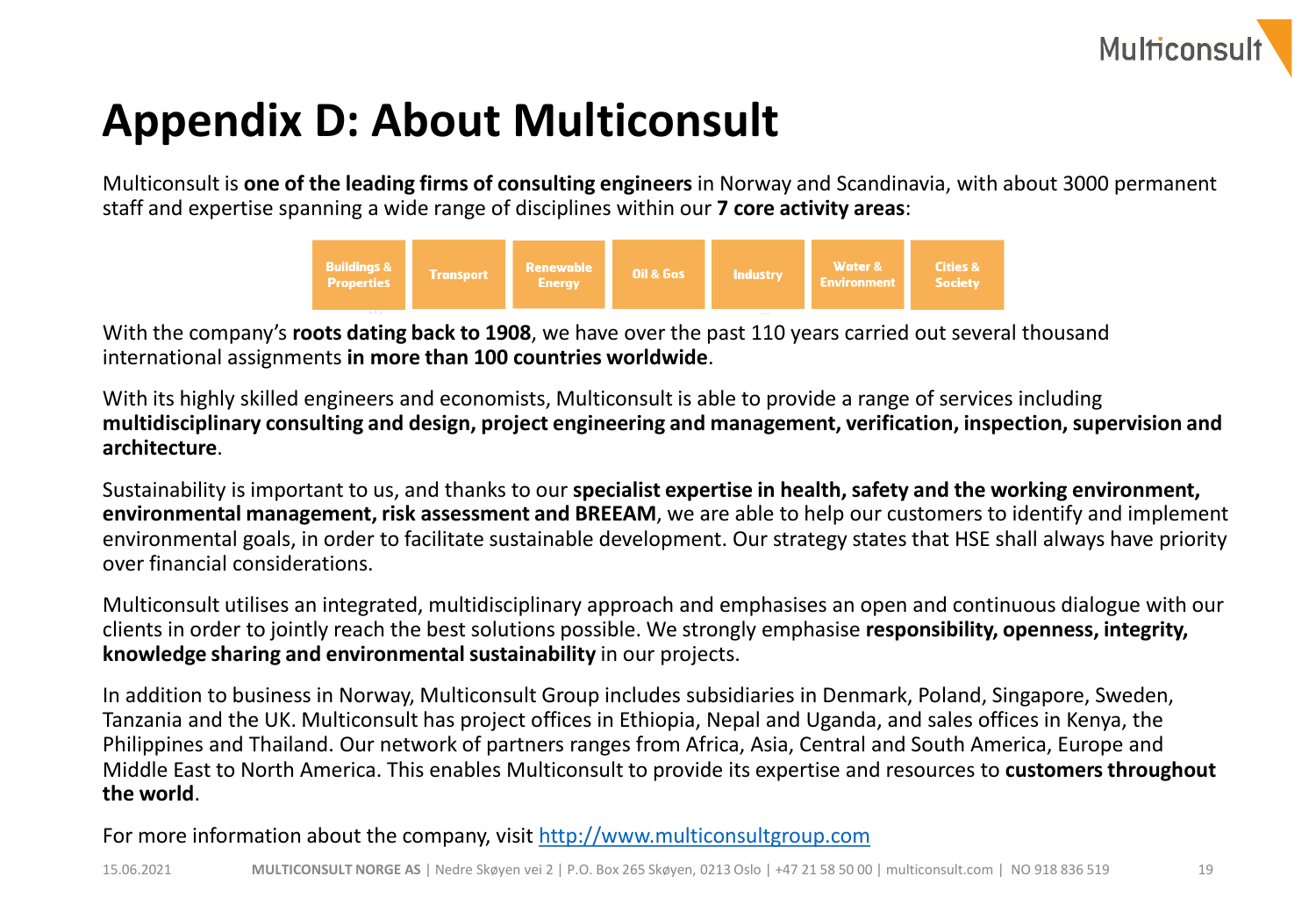# Appendix D: About Multiconsult

Multiconsult is **one of the leading firms of consulting engineers** in Norway and Scandinavia, with about 3000 permanent staff and expertise spanning a wide range of disciplines within our **7 core activity areas**:

Buildings & Properties | Transport | Renewable Energy | Oil & Gas | Industry | Water & Environment | Cities & Society

With the company's **roots dating back to 1908**, we have over the past 110 years carried out several thousand international assignments **in more than 100 countries worldwide**.

With its highly skilled engineers and economists, Multiconsult is able to provide a range of services including **multidisciplinary consulting and design, project engineering and management, verification, inspection, supervision and architecture**.

Sustainability is important to us, and thanks to our **specialist expertise in health, safety and the working environment, environmental management, risk assessment and BREEAM**, we are able to help our customers to identify and implement environmental goals, in order to facilitate sustainable development. Our strategy states that HSE shall always have priority over financial considerations.

Multiconsult utilises an integrated, multidisciplinary approach and emphasises an open and continuous dialogue with our clients in order to jointly reach the best solutions possible. We strongly emphasise **responsibility, openness, integrity, knowledge sharing and environmental sustainability** in our projects.

In addition to business in Norway, Multiconsult Group includes subsidiaries in Denmark, Poland, Singapore, Sweden, Tanzania and the UK. Multiconsult has project offices in Ethiopia, Nepal and Uganda, and sales offices in Kenya, the Philippines and Thailand. Our network of partners ranges from Africa, Asia, Central and South America, Europe and Middle East to North America. This enables Multiconsult to provide its expertise and resources to **customers throughout the world**.

For more information about the company, visit [http://www.multiconsultgroup.com](http://www.multiconsultgroup.com)